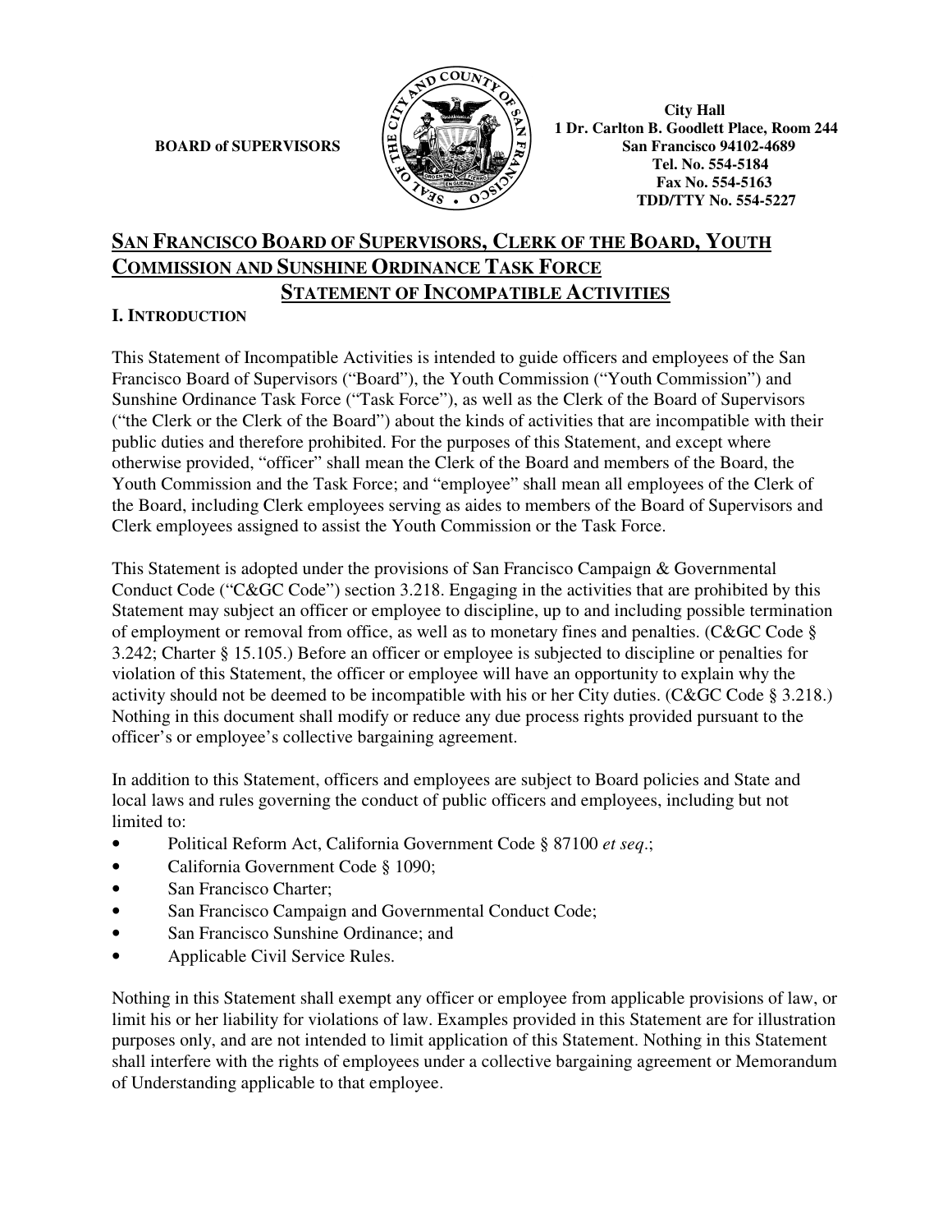**BOARD of SUPERVISORS**

**City Hall**
**1 Dr. Carlton B. Goodlett Place, Room 244**
**San Francisco 94102-4689**
**Tel. No. 554-5184**
**Fax No. 554-5163**
**TDD/TTY No. 554-5227**

# SAN FRANCISCO BOARD OF SUPERVISORS, CLERK OF THE BOARD, YOUTH COMMISSION AND SUNSHINE ORDINANCE TASK FORCE STATEMENT OF INCOMPATIBLE ACTIVITIES

## I. INTRODUCTION

This Statement of Incompatible Activities is intended to guide officers and employees of the San Francisco Board of Supervisors ("Board"), the Youth Commission ("Youth Commission") and Sunshine Ordinance Task Force ("Task Force"), as well as the Clerk of the Board of Supervisors ("the Clerk or the Clerk of the Board") about the kinds of activities that are incompatible with their public duties and therefore prohibited. For the purposes of this Statement, and except where otherwise provided, "officer" shall mean the Clerk of the Board and members of the Board, the Youth Commission and the Task Force; and "employee" shall mean all employees of the Clerk of the Board, including Clerk employees serving as aides to members of the Board of Supervisors and Clerk employees assigned to assist the Youth Commission or the Task Force.

This Statement is adopted under the provisions of San Francisco Campaign & Governmental Conduct Code ("C&GC Code") section 3.218. Engaging in the activities that are prohibited by this Statement may subject an officer or employee to discipline, up to and including possible termination of employment or removal from office, as well as to monetary fines and penalties. (C&GC Code § 3.242; Charter § 15.105.) Before an officer or employee is subjected to discipline or penalties for violation of this Statement, the officer or employee will have an opportunity to explain why the activity should not be deemed to be incompatible with his or her City duties. (C&GC Code § 3.218.) Nothing in this document shall modify or reduce any due process rights provided pursuant to the officer's or employee's collective bargaining agreement.

In addition to this Statement, officers and employees are subject to Board policies and State and local laws and rules governing the conduct of public officers and employees, including but not limited to:

- Political Reform Act, California Government Code § 87100 *et seq.*;
- California Government Code § 1090;
- San Francisco Charter;
- San Francisco Campaign and Governmental Conduct Code;
- San Francisco Sunshine Ordinance; and
- Applicable Civil Service Rules.

Nothing in this Statement shall exempt any officer or employee from applicable provisions of law, or limit his or her liability for violations of law. Examples provided in this Statement are for illustration purposes only, and are not intended to limit application of this Statement. Nothing in this Statement shall interfere with the rights of employees under a collective bargaining agreement or Memorandum of Understanding applicable to that employee.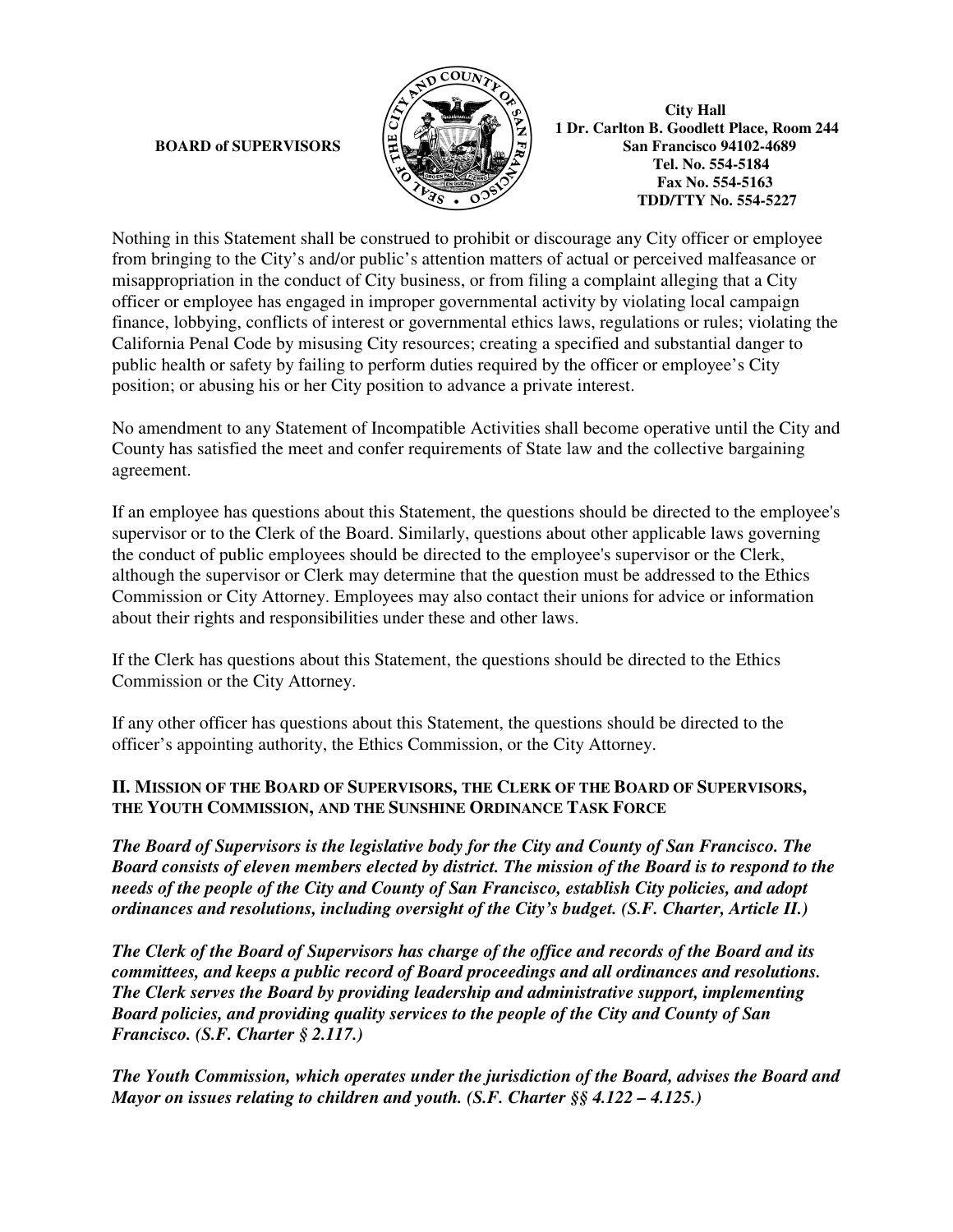Nothing in this Statement shall be construed to prohibit or discourage any City officer or employee from bringing to the City's and/or public's attention matters of actual or perceived malfeasance or misappropriation in the conduct of City business, or from filing a complaint alleging that a City officer or employee has engaged in improper governmental activity by violating local campaign finance, lobbying, conflicts of interest or governmental ethics laws, regulations or rules; violating the California Penal Code by misusing City resources; creating a specified and substantial danger to public health or safety by failing to perform duties required by the officer or employee's City position; or abusing his or her City position to advance a private interest.

No amendment to any Statement of Incompatible Activities shall become operative until the City and County has satisfied the meet and confer requirements of State law and the collective bargaining agreement.

If an employee has questions about this Statement, the questions should be directed to the employee's supervisor or to the Clerk of the Board. Similarly, questions about other applicable laws governing the conduct of public employees should be directed to the employee's supervisor or the Clerk, although the supervisor or Clerk may determine that the question must be addressed to the Ethics Commission or City Attorney. Employees may also contact their unions for advice or information about their rights and responsibilities under these and other laws.

If the Clerk has questions about this Statement, the questions should be directed to the Ethics Commission or the City Attorney.

If any other officer has questions about this Statement, the questions should be directed to the officer's appointing authority, the Ethics Commission, or the City Attorney.

## II. Mission of the Board of Supervisors, the Clerk of the Board of Supervisors, the Youth Commission, and the Sunshine Ordinance Task Force

***The Board of Supervisors is the legislative body for the City and County of San Francisco. The Board consists of eleven members elected by district. The mission of the Board is to respond to the needs of the people of the City and County of San Francisco, establish City policies, and adopt ordinances and resolutions, including oversight of the City's budget. (S.F. Charter, Article II.)***

***The Clerk of the Board of Supervisors has charge of the office and records of the Board and its committees, and keeps a public record of Board proceedings and all ordinances and resolutions. The Clerk serves the Board by providing leadership and administrative support, implementing Board policies, and providing quality services to the people of the City and County of San Francisco. (S.F. Charter § 2.117.)***

***The Youth Commission, which operates under the jurisdiction of the Board, advises the Board and Mayor on issues relating to children and youth. (S.F. Charter §§ 4.122 – 4.125.)***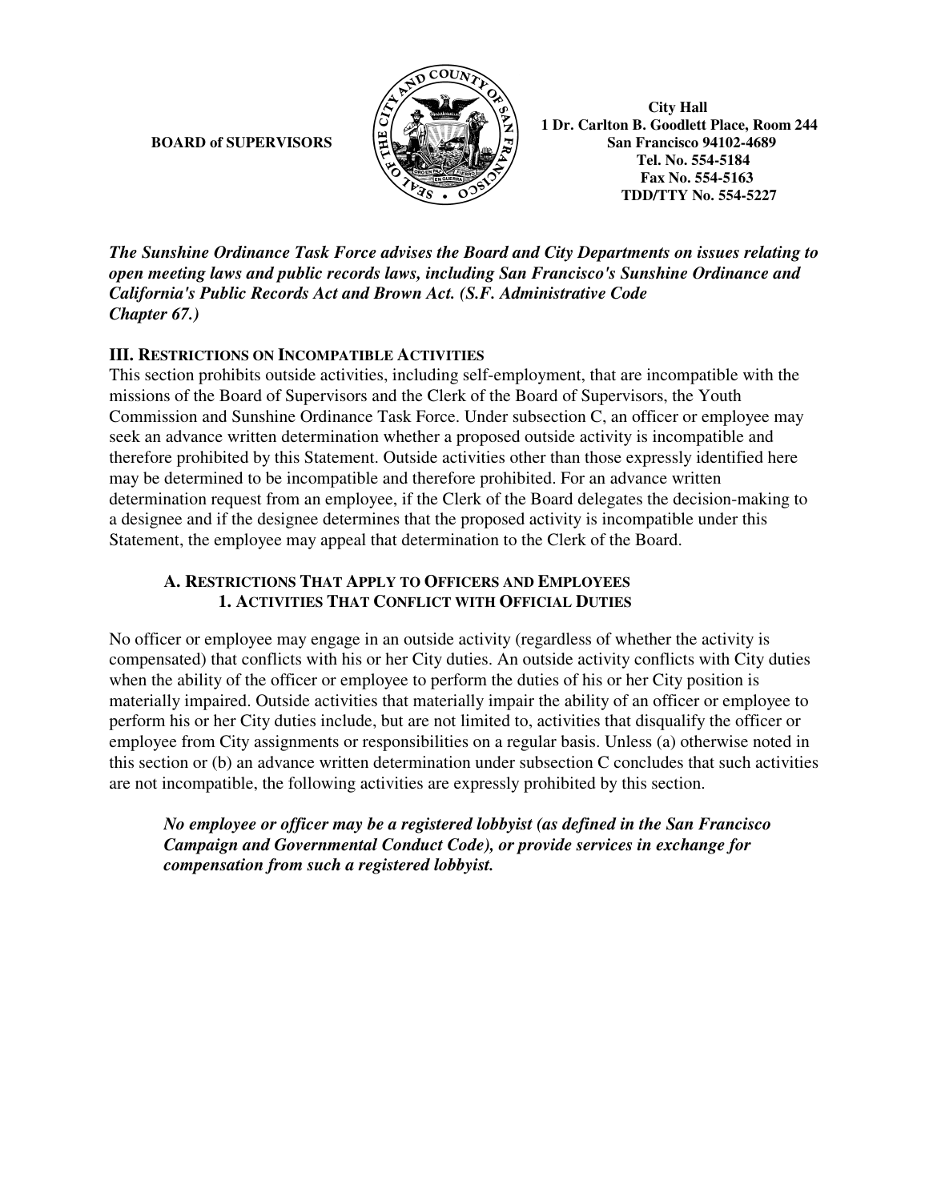**BOARD of SUPERVISORS**

**City Hall**
**1 Dr. Carlton B. Goodlett Place, Room 244**
**San Francisco 94102-4689**
**Tel. No. 554-5184**
**Fax No. 554-5163**
**TDD/TTY No. 554-5227**

***The Sunshine Ordinance Task Force advises the Board and City Departments on issues relating to open meeting laws and public records laws, including San Francisco's Sunshine Ordinance and California's Public Records Act and Brown Act. (S.F. Administrative Code Chapter 67.)***

## III. RESTRICTIONS ON INCOMPATIBLE ACTIVITIES

This section prohibits outside activities, including self-employment, that are incompatible with the missions of the Board of Supervisors and the Clerk of the Board of Supervisors, the Youth Commission and Sunshine Ordinance Task Force. Under subsection C, an officer or employee may seek an advance written determination whether a proposed outside activity is incompatible and therefore prohibited by this Statement. Outside activities other than those expressly identified here may be determined to be incompatible and therefore prohibited. For an advance written determination request from an employee, if the Clerk of the Board delegates the decision-making to a designee and if the designee determines that the proposed activity is incompatible under this Statement, the employee may appeal that determination to the Clerk of the Board.

### A. RESTRICTIONS THAT APPLY TO OFFICERS AND EMPLOYEES

#### 1. ACTIVITIES THAT CONFLICT WITH OFFICIAL DUTIES

No officer or employee may engage in an outside activity (regardless of whether the activity is compensated) that conflicts with his or her City duties. An outside activity conflicts with City duties when the ability of the officer or employee to perform the duties of his or her City position is materially impaired. Outside activities that materially impair the ability of an officer or employee to perform his or her City duties include, but are not limited to, activities that disqualify the officer or employee from City assignments or responsibilities on a regular basis. Unless (a) otherwise noted in this section or (b) an advance written determination under subsection C concludes that such activities are not incompatible, the following activities are expressly prohibited by this section.

***No employee or officer may be a registered lobbyist (as defined in the San Francisco Campaign and Governmental Conduct Code), or provide services in exchange for compensation from such a registered lobbyist.***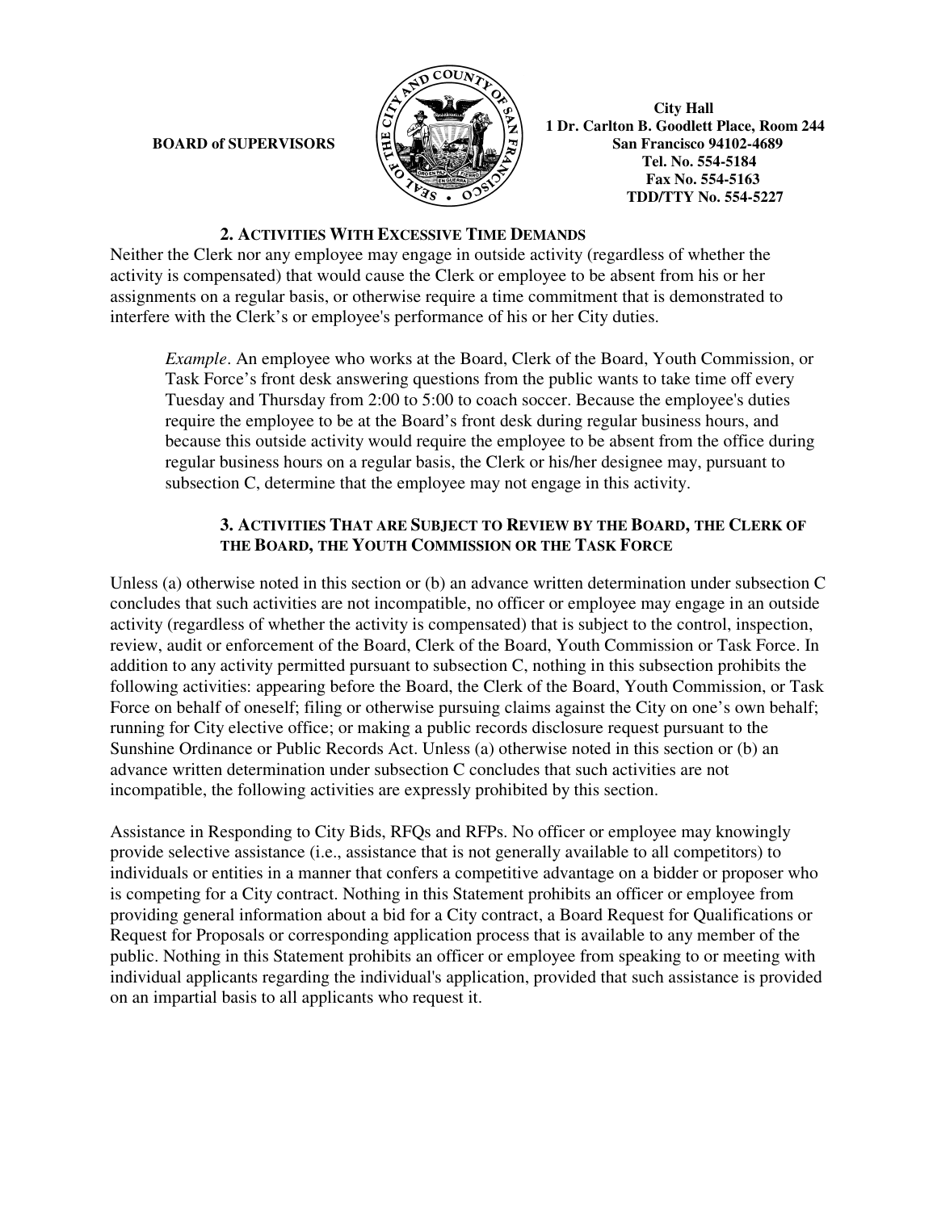BOARD of SUPERVISORS

City Hall
1 Dr. Carlton B. Goodlett Place, Room 244
San Francisco 94102-4689
Tel. No. 554-5184
Fax No. 554-5163
TDD/TTY No. 554-5227

### 2. ACTIVITIES WITH EXCESSIVE TIME DEMANDS

Neither the Clerk nor any employee may engage in outside activity (regardless of whether the activity is compensated) that would cause the Clerk or employee to be absent from his or her assignments on a regular basis, or otherwise require a time commitment that is demonstrated to interfere with the Clerk's or employee's performance of his or her City duties.

> *Example*. An employee who works at the Board, Clerk of the Board, Youth Commission, or Task Force's front desk answering questions from the public wants to take time off every Tuesday and Thursday from 2:00 to 5:00 to coach soccer. Because the employee's duties require the employee to be at the Board's front desk during regular business hours, and because this outside activity would require the employee to be absent from the office during regular business hours on a regular basis, the Clerk or his/her designee may, pursuant to subsection C, determine that the employee may not engage in this activity.

### 3. ACTIVITIES THAT ARE SUBJECT TO REVIEW BY THE BOARD, THE CLERK OF THE BOARD, THE YOUTH COMMISSION OR THE TASK FORCE

Unless (a) otherwise noted in this section or (b) an advance written determination under subsection C concludes that such activities are not incompatible, no officer or employee may engage in an outside activity (regardless of whether the activity is compensated) that is subject to the control, inspection, review, audit or enforcement of the Board, Clerk of the Board, Youth Commission or Task Force. In addition to any activity permitted pursuant to subsection C, nothing in this subsection prohibits the following activities: appearing before the Board, the Clerk of the Board, Youth Commission, or Task Force on behalf of oneself; filing or otherwise pursuing claims against the City on one's own behalf; running for City elective office; or making a public records disclosure request pursuant to the Sunshine Ordinance or Public Records Act. Unless (a) otherwise noted in this section or (b) an advance written determination under subsection C concludes that such activities are not incompatible, the following activities are expressly prohibited by this section.

Assistance in Responding to City Bids, RFQs and RFPs. No officer or employee may knowingly provide selective assistance (i.e., assistance that is not generally available to all competitors) to individuals or entities in a manner that confers a competitive advantage on a bidder or proposer who is competing for a City contract. Nothing in this Statement prohibits an officer or employee from providing general information about a bid for a City contract, a Board Request for Qualifications or Request for Proposals or corresponding application process that is available to any member of the public. Nothing in this Statement prohibits an officer or employee from speaking to or meeting with individual applicants regarding the individual's application, provided that such assistance is provided on an impartial basis to all applicants who request it.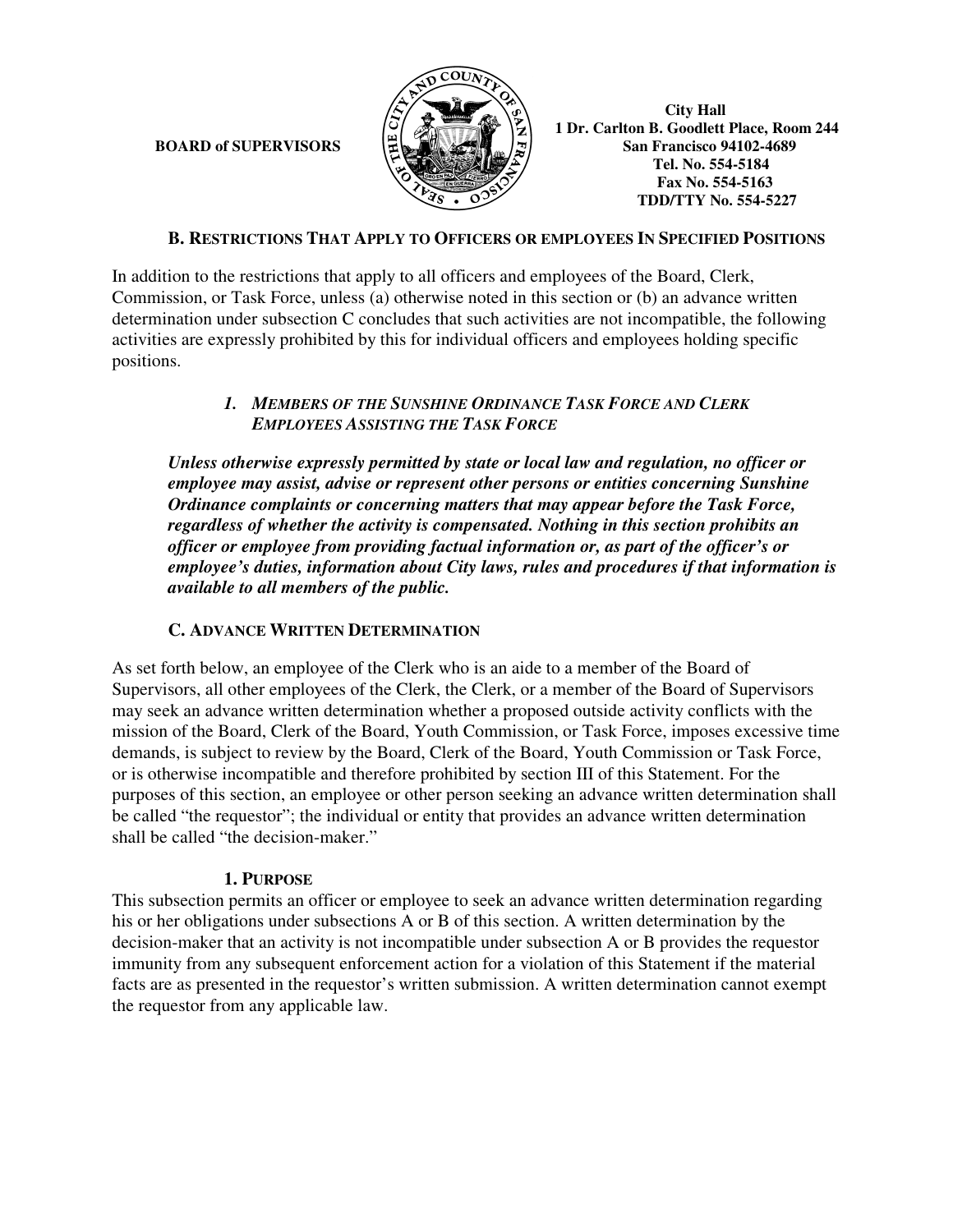BOARD of SUPERVISORS

City Hall
1 Dr. Carlton B. Goodlett Place, Room 244
San Francisco 94102-4689
Tel. No. 554-5184
Fax No. 554-5163
TDD/TTY No. 554-5227

## B. Restrictions That Apply to Officers or employees In Specified Positions

In addition to the restrictions that apply to all officers and employees of the Board, Clerk, Commission, or Task Force, unless (a) otherwise noted in this section or (b) an advance written determination under subsection C concludes that such activities are not incompatible, the following activities are expressly prohibited by this for individual officers and employees holding specific positions.

### *1. Members of the Sunshine Ordinance Task Force and Clerk Employees Assisting the Task Force*

***Unless otherwise expressly permitted by state or local law and regulation, no officer or employee may assist, advise or represent other persons or entities concerning Sunshine Ordinance complaints or concerning matters that may appear before the Task Force, regardless of whether the activity is compensated. Nothing in this section prohibits an officer or employee from providing factual information or, as part of the officer's or employee's duties, information about City laws, rules and procedures if that information is available to all members of the public.***

## C. Advance Written Determination

As set forth below, an employee of the Clerk who is an aide to a member of the Board of Supervisors, all other employees of the Clerk, the Clerk, or a member of the Board of Supervisors may seek an advance written determination whether a proposed outside activity conflicts with the mission of the Board, Clerk of the Board, Youth Commission, or Task Force, imposes excessive time demands, is subject to review by the Board, Clerk of the Board, Youth Commission or Task Force, or is otherwise incompatible and therefore prohibited by section III of this Statement. For the purposes of this section, an employee or other person seeking an advance written determination shall be called "the requestor"; the individual or entity that provides an advance written determination shall be called "the decision-maker."

### 1. Purpose

This subsection permits an officer or employee to seek an advance written determination regarding his or her obligations under subsections A or B of this section. A written determination by the decision-maker that an activity is not incompatible under subsection A or B provides the requestor immunity from any subsequent enforcement action for a violation of this Statement if the material facts are as presented in the requestor's written submission. A written determination cannot exempt the requestor from any applicable law.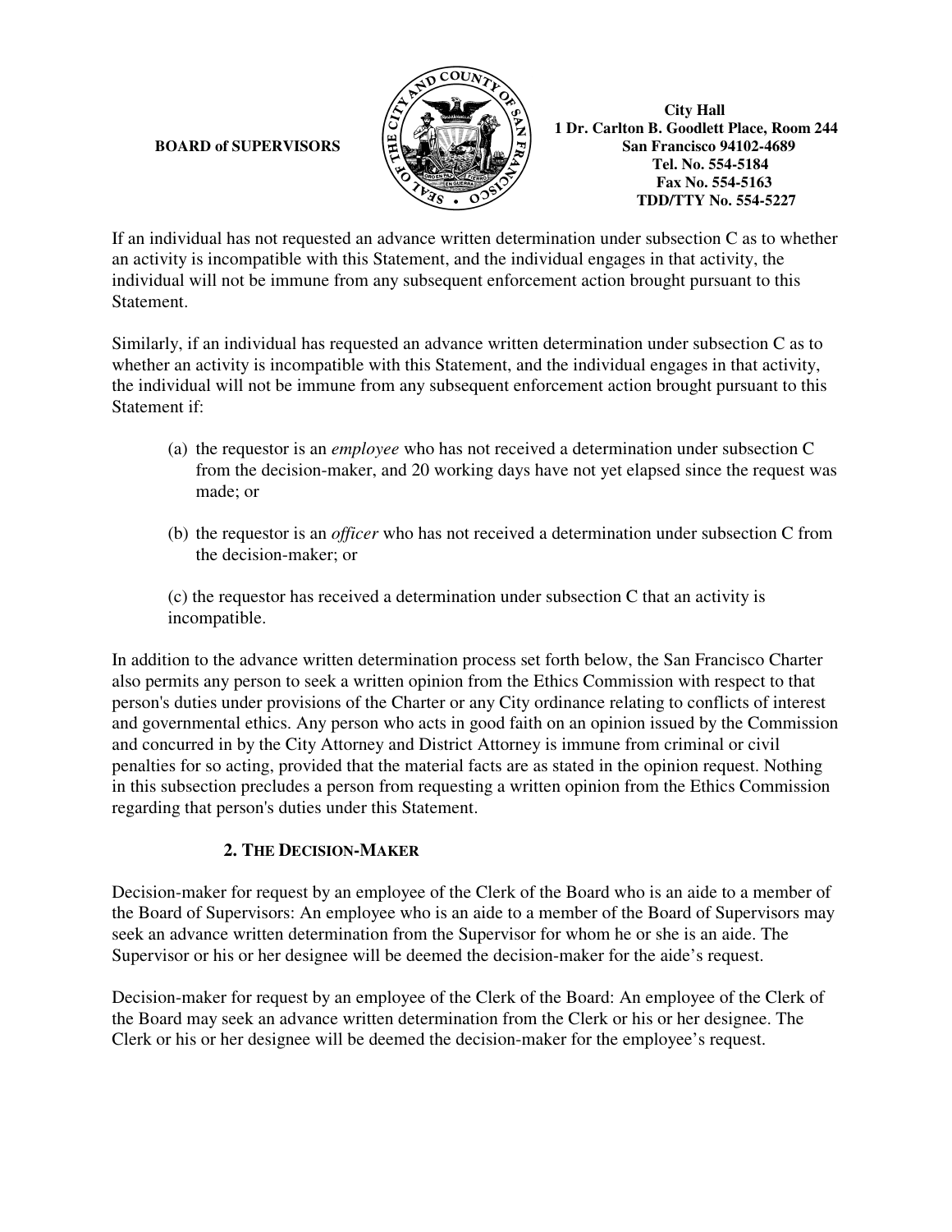If an individual has not requested an advance written determination under subsection C as to whether an activity is incompatible with this Statement, and the individual engages in that activity, the individual will not be immune from any subsequent enforcement action brought pursuant to this Statement.

Similarly, if an individual has requested an advance written determination under subsection C as to whether an activity is incompatible with this Statement, and the individual engages in that activity, the individual will not be immune from any subsequent enforcement action brought pursuant to this Statement if:

(a) the requestor is an *employee* who has not received a determination under subsection C from the decision-maker, and 20 working days have not yet elapsed since the request was made; or

(b) the requestor is an *officer* who has not received a determination under subsection C from the decision-maker; or

(c) the requestor has received a determination under subsection C that an activity is incompatible.

In addition to the advance written determination process set forth below, the San Francisco Charter also permits any person to seek a written opinion from the Ethics Commission with respect to that person's duties under provisions of the Charter or any City ordinance relating to conflicts of interest and governmental ethics. Any person who acts in good faith on an opinion issued by the Commission and concurred in by the City Attorney and District Attorney is immune from criminal or civil penalties for so acting, provided that the material facts are as stated in the opinion request. Nothing in this subsection precludes a person from requesting a written opinion from the Ethics Commission regarding that person's duties under this Statement.

### 2. The Decision-Maker

Decision-maker for request by an employee of the Clerk of the Board who is an aide to a member of the Board of Supervisors: An employee who is an aide to a member of the Board of Supervisors may seek an advance written determination from the Supervisor for whom he or she is an aide. The Supervisor or his or her designee will be deemed the decision-maker for the aide's request.

Decision-maker for request by an employee of the Clerk of the Board: An employee of the Clerk of the Board may seek an advance written determination from the Clerk or his or her designee. The Clerk or his or her designee will be deemed the decision-maker for the employee's request.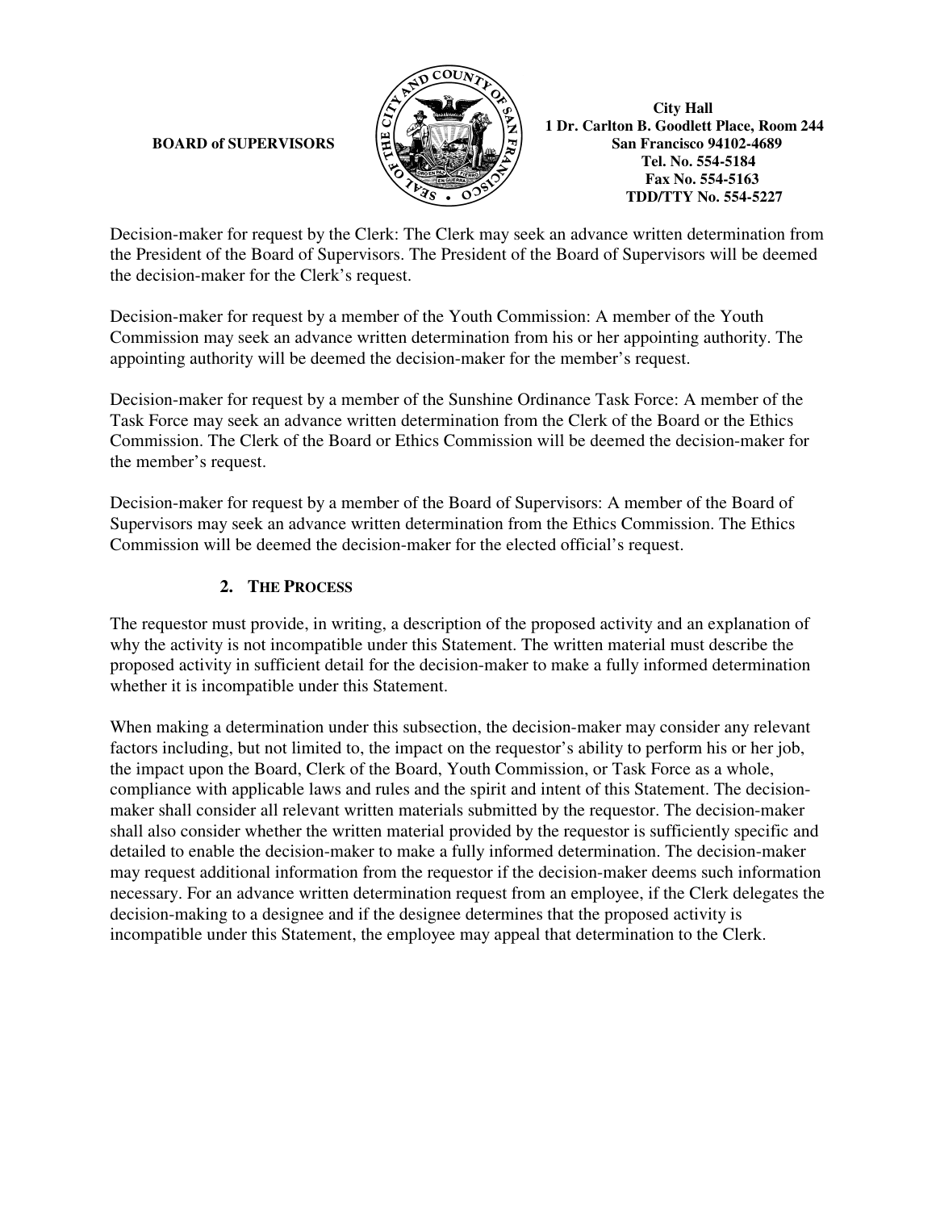Decision-maker for request by the Clerk: The Clerk may seek an advance written determination from the President of the Board of Supervisors. The President of the Board of Supervisors will be deemed the decision-maker for the Clerk's request.

Decision-maker for request by a member of the Youth Commission: A member of the Youth Commission may seek an advance written determination from his or her appointing authority. The appointing authority will be deemed the decision-maker for the member's request.

Decision-maker for request by a member of the Sunshine Ordinance Task Force: A member of the Task Force may seek an advance written determination from the Clerk of the Board or the Ethics Commission. The Clerk of the Board or Ethics Commission will be deemed the decision-maker for the member's request.

Decision-maker for request by a member of the Board of Supervisors: A member of the Board of Supervisors may seek an advance written determination from the Ethics Commission. The Ethics Commission will be deemed the decision-maker for the elected official's request.

## 2. The Process

The requestor must provide, in writing, a description of the proposed activity and an explanation of why the activity is not incompatible under this Statement. The written material must describe the proposed activity in sufficient detail for the decision-maker to make a fully informed determination whether it is incompatible under this Statement.

When making a determination under this subsection, the decision-maker may consider any relevant factors including, but not limited to, the impact on the requestor's ability to perform his or her job, the impact upon the Board, Clerk of the Board, Youth Commission, or Task Force as a whole, compliance with applicable laws and rules and the spirit and intent of this Statement. The decision-maker shall consider all relevant written materials submitted by the requestor. The decision-maker shall also consider whether the written material provided by the requestor is sufficiently specific and detailed to enable the decision-maker to make a fully informed determination. The decision-maker may request additional information from the requestor if the decision-maker deems such information necessary. For an advance written determination request from an employee, if the Clerk delegates the decision-making to a designee and if the designee determines that the proposed activity is incompatible under this Statement, the employee may appeal that determination to the Clerk.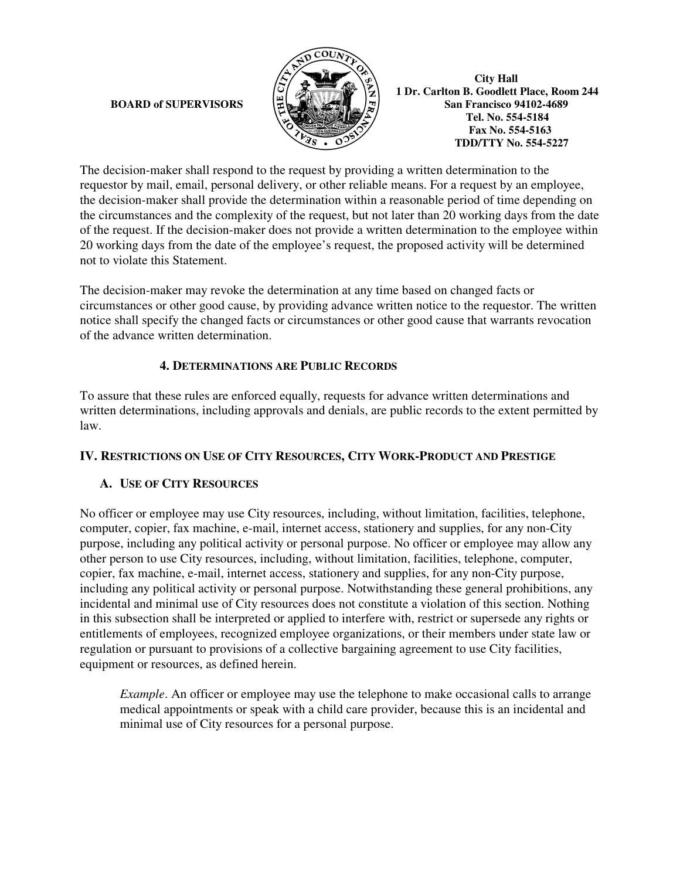The decision-maker shall respond to the request by providing a written determination to the requestor by mail, email, personal delivery, or other reliable means. For a request by an employee, the decision-maker shall provide the determination within a reasonable period of time depending on the circumstances and the complexity of the request, but not later than 20 working days from the date of the request. If the decision-maker does not provide a written determination to the employee within 20 working days from the date of the employee's request, the proposed activity will be determined not to violate this Statement.

The decision-maker may revoke the determination at any time based on changed facts or circumstances or other good cause, by providing advance written notice to the requestor. The written notice shall specify the changed facts or circumstances or other good cause that warrants revocation of the advance written determination.

#### 4. Determinations are Public Records

To assure that these rules are enforced equally, requests for advance written determinations and written determinations, including approvals and denials, are public records to the extent permitted by law.

## IV. Restrictions on Use of City Resources, City Work-Product and Prestige

### A. Use of City Resources

No officer or employee may use City resources, including, without limitation, facilities, telephone, computer, copier, fax machine, e-mail, internet access, stationery and supplies, for any non-City purpose, including any political activity or personal purpose. No officer or employee may allow any other person to use City resources, including, without limitation, facilities, telephone, computer, copier, fax machine, e-mail, internet access, stationery and supplies, for any non-City purpose, including any political activity or personal purpose. Notwithstanding these general prohibitions, any incidental and minimal use of City resources does not constitute a violation of this section. Nothing in this subsection shall be interpreted or applied to interfere with, restrict or supersede any rights or entitlements of employees, recognized employee organizations, or their members under state law or regulation or pursuant to provisions of a collective bargaining agreement to use City facilities, equipment or resources, as defined herein.

> *Example*. An officer or employee may use the telephone to make occasional calls to arrange medical appointments or speak with a child care provider, because this is an incidental and minimal use of City resources for a personal purpose.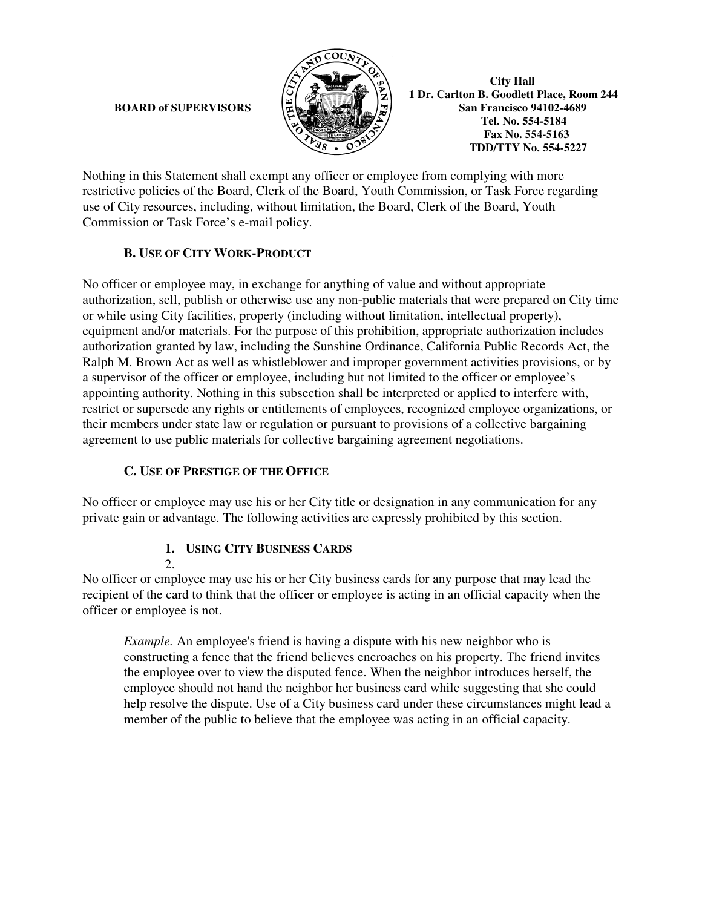Nothing in this Statement shall exempt any officer or employee from complying with more restrictive policies of the Board, Clerk of the Board, Youth Commission, or Task Force regarding use of City resources, including, without limitation, the Board, Clerk of the Board, Youth Commission or Task Force's e-mail policy.

### B. USE OF CITY WORK-PRODUCT

No officer or employee may, in exchange for anything of value and without appropriate authorization, sell, publish or otherwise use any non-public materials that were prepared on City time or while using City facilities, property (including without limitation, intellectual property), equipment and/or materials. For the purpose of this prohibition, appropriate authorization includes authorization granted by law, including the Sunshine Ordinance, California Public Records Act, the Ralph M. Brown Act as well as whistleblower and improper government activities provisions, or by a supervisor of the officer or employee, including but not limited to the officer or employee's appointing authority. Nothing in this subsection shall be interpreted or applied to interfere with, restrict or supersede any rights or entitlements of employees, recognized employee organizations, or their members under state law or regulation or pursuant to provisions of a collective bargaining agreement to use public materials for collective bargaining agreement negotiations.

### C. USE OF PRESTIGE OF THE OFFICE

No officer or employee may use his or her City title or designation in any communication for any private gain or advantage. The following activities are expressly prohibited by this section.

#### 1. USING CITY BUSINESS CARDS

2.

No officer or employee may use his or her City business cards for any purpose that may lead the recipient of the card to think that the officer or employee is acting in an official capacity when the officer or employee is not.

> *Example.* An employee's friend is having a dispute with his new neighbor who is constructing a fence that the friend believes encroaches on his property. The friend invites the employee over to view the disputed fence. When the neighbor introduces herself, the employee should not hand the neighbor her business card while suggesting that she could help resolve the dispute. Use of a City business card under these circumstances might lead a member of the public to believe that the employee was acting in an official capacity.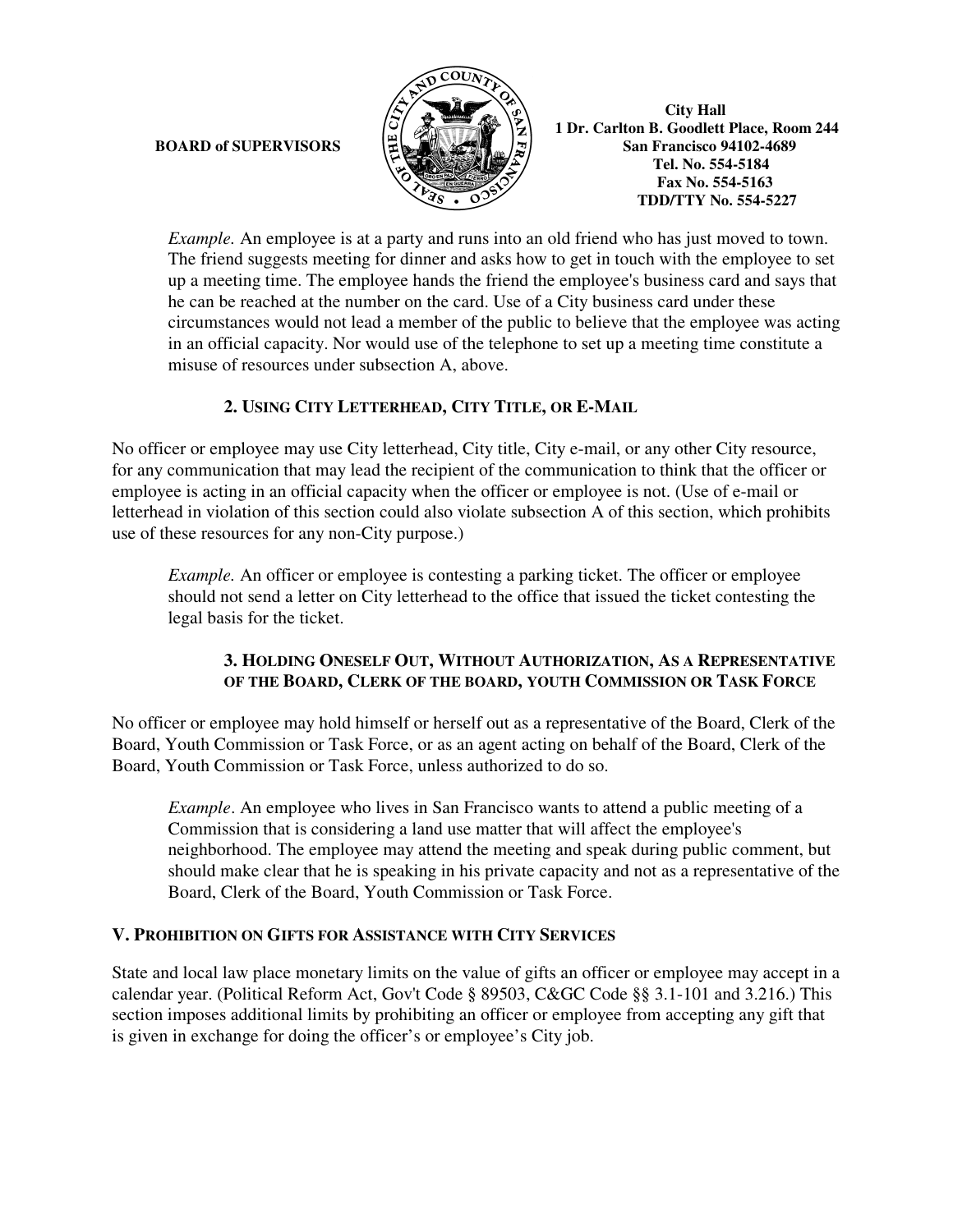*Example.* An employee is at a party and runs into an old friend who has just moved to town. The friend suggests meeting for dinner and asks how to get in touch with the employee to set up a meeting time. The employee hands the friend the employee's business card and says that he can be reached at the number on the card. Use of a City business card under these circumstances would not lead a member of the public to believe that the employee was acting in an official capacity. Nor would use of the telephone to set up a meeting time constitute a misuse of resources under subsection A, above.

#### 2. USING CITY LETTERHEAD, CITY TITLE, OR E-MAIL

No officer or employee may use City letterhead, City title, City e-mail, or any other City resource, for any communication that may lead the recipient of the communication to think that the officer or employee is acting in an official capacity when the officer or employee is not. (Use of e-mail or letterhead in violation of this section could also violate subsection A of this section, which prohibits use of these resources for any non-City purpose.)

*Example.* An officer or employee is contesting a parking ticket. The officer or employee should not send a letter on City letterhead to the office that issued the ticket contesting the legal basis for the ticket.

#### 3. HOLDING ONESELF OUT, WITHOUT AUTHORIZATION, AS A REPRESENTATIVE OF THE BOARD, CLERK OF THE BOARD, YOUTH COMMISSION OR TASK FORCE

No officer or employee may hold himself or herself out as a representative of the Board, Clerk of the Board, Youth Commission or Task Force, or as an agent acting on behalf of the Board, Clerk of the Board, Youth Commission or Task Force, unless authorized to do so.

*Example*. An employee who lives in San Francisco wants to attend a public meeting of a Commission that is considering a land use matter that will affect the employee's neighborhood. The employee may attend the meeting and speak during public comment, but should make clear that he is speaking in his private capacity and not as a representative of the Board, Clerk of the Board, Youth Commission or Task Force.

### V. PROHIBITION ON GIFTS FOR ASSISTANCE WITH CITY SERVICES

State and local law place monetary limits on the value of gifts an officer or employee may accept in a calendar year. (Political Reform Act, Gov't Code § 89503, C&GC Code §§ 3.1-101 and 3.216.) This section imposes additional limits by prohibiting an officer or employee from accepting any gift that is given in exchange for doing the officer's or employee's City job.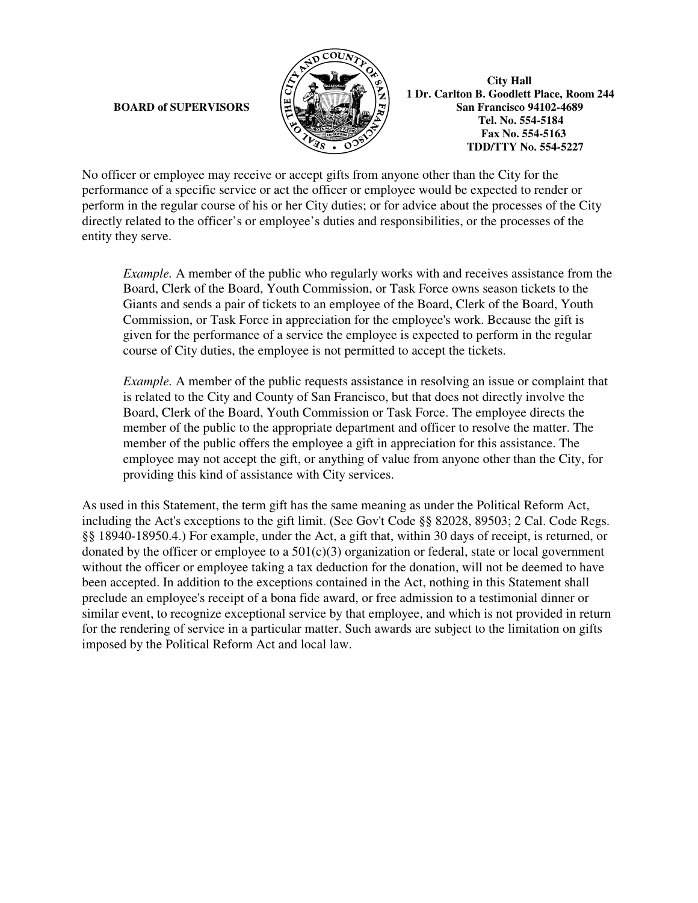**BOARD of SUPERVISORS**

**City Hall**
**1 Dr. Carlton B. Goodlett Place, Room 244**
**San Francisco 94102-4689**
**Tel. No. 554-5184**
**Fax No. 554-5163**
**TDD/TTY No. 554-5227**

No officer or employee may receive or accept gifts from anyone other than the City for the performance of a specific service or act the officer or employee would be expected to render or perform in the regular course of his or her City duties; or for advice about the processes of the City directly related to the officer's or employee's duties and responsibilities, or the processes of the entity they serve.

> *Example.* A member of the public who regularly works with and receives assistance from the Board, Clerk of the Board, Youth Commission, or Task Force owns season tickets to the Giants and sends a pair of tickets to an employee of the Board, Clerk of the Board, Youth Commission, or Task Force in appreciation for the employee's work. Because the gift is given for the performance of a service the employee is expected to perform in the regular course of City duties, the employee is not permitted to accept the tickets.
>
> *Example.* A member of the public requests assistance in resolving an issue or complaint that is related to the City and County of San Francisco, but that does not directly involve the Board, Clerk of the Board, Youth Commission or Task Force. The employee directs the member of the public to the appropriate department and officer to resolve the matter. The member of the public offers the employee a gift in appreciation for this assistance. The employee may not accept the gift, or anything of value from anyone other than the City, for providing this kind of assistance with City services.

As used in this Statement, the term gift has the same meaning as under the Political Reform Act, including the Act's exceptions to the gift limit. (See Gov't Code §§ 82028, 89503; 2 Cal. Code Regs. §§ 18940-18950.4.) For example, under the Act, a gift that, within 30 days of receipt, is returned, or donated by the officer or employee to a 501(c)(3) organization or federal, state or local government without the officer or employee taking a tax deduction for the donation, will not be deemed to have been accepted. In addition to the exceptions contained in the Act, nothing in this Statement shall preclude an employee's receipt of a bona fide award, or free admission to a testimonial dinner or similar event, to recognize exceptional service by that employee, and which is not provided in return for the rendering of service in a particular matter. Such awards are subject to the limitation on gifts imposed by the Political Reform Act and local law.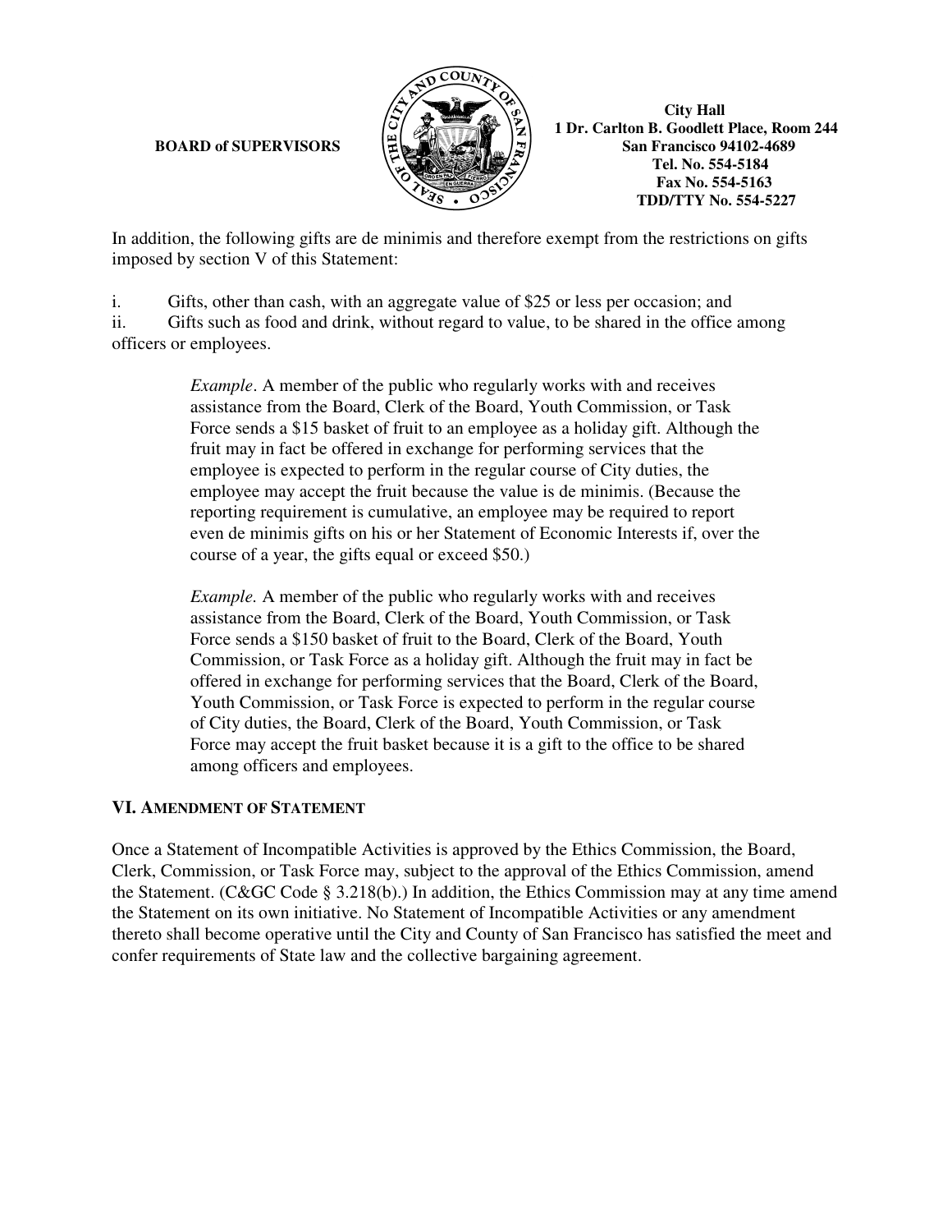In addition, the following gifts are de minimis and therefore exempt from the restrictions on gifts imposed by section V of this Statement:

i. Gifts, other than cash, with an aggregate value of $25 or less per occasion; and
ii. Gifts such as food and drink, without regard to value, to be shared in the office among officers or employees.

> *Example*. A member of the public who regularly works with and receives assistance from the Board, Clerk of the Board, Youth Commission, or Task Force sends a $15 basket of fruit to an employee as a holiday gift. Although the fruit may in fact be offered in exchange for performing services that the employee is expected to perform in the regular course of City duties, the employee may accept the fruit because the value is de minimis. (Because the reporting requirement is cumulative, an employee may be required to report even de minimis gifts on his or her Statement of Economic Interests if, over the course of a year, the gifts equal or exceed $50.)
>
> *Example.* A member of the public who regularly works with and receives assistance from the Board, Clerk of the Board, Youth Commission, or Task Force sends a $150 basket of fruit to the Board, Clerk of the Board, Youth Commission, or Task Force as a holiday gift. Although the fruit may in fact be offered in exchange for performing services that the Board, Clerk of the Board, Youth Commission, or Task Force is expected to perform in the regular course of City duties, the Board, Clerk of the Board, Youth Commission, or Task Force may accept the fruit basket because it is a gift to the office to be shared among officers and employees.

## VI. AMENDMENT OF STATEMENT

Once a Statement of Incompatible Activities is approved by the Ethics Commission, the Board, Clerk, Commission, or Task Force may, subject to the approval of the Ethics Commission, amend the Statement. (C&GC Code § 3.218(b).) In addition, the Ethics Commission may at any time amend the Statement on its own initiative. No Statement of Incompatible Activities or any amendment thereto shall become operative until the City and County of San Francisco has satisfied the meet and confer requirements of State law and the collective bargaining agreement.